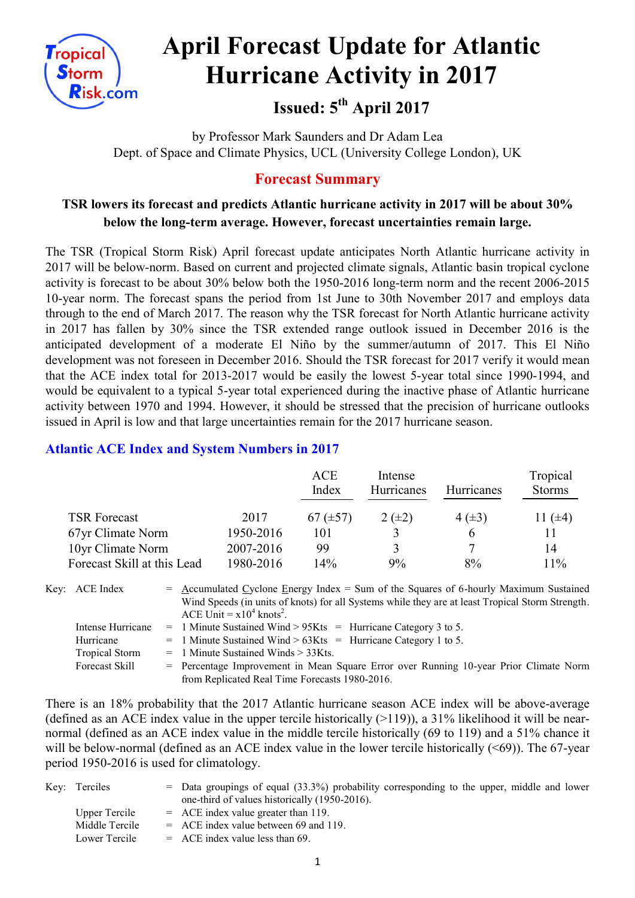# April Forecast Update for Atlantic Hurricane Activity in 2017

## Issued: 5th April 2017

by Professor Mark Saunders and Dr Adam Lea
Dept. of Space and Climate Physics, UCL (University College London), UK

## Forecast Summary

**TSR lowers its forecast and predicts Atlantic hurricane activity in 2017 will be about 30% below the long-term average. However, forecast uncertainties remain large.**

The TSR (Tropical Storm Risk) April forecast update anticipates North Atlantic hurricane activity in 2017 will be below-norm. Based on current and projected climate signals, Atlantic basin tropical cyclone activity is forecast to be about 30% below both the 1950-2016 long-term norm and the recent 2006-2015 10-year norm. The forecast spans the period from 1st June to 30th November 2017 and employs data through to the end of March 2017. The reason why the TSR forecast for North Atlantic hurricane activity in 2017 has fallen by 30% since the TSR extended range outlook issued in December 2016 is the anticipated development of a moderate El Niño by the summer/autumn of 2017. This El Niño development was not foreseen in December 2016. Should the TSR forecast for 2017 verify it would mean that the ACE index total for 2013-2017 would be easily the lowest 5-year total since 1990-1994, and would be equivalent to a typical 5-year total experienced during the inactive phase of Atlantic hurricane activity between 1970 and 1994. However, it should be stressed that the precision of hurricane outlooks issued in April is low and that large uncertainties remain for the 2017 hurricane season.

### Atlantic ACE Index and System Numbers in 2017

| | | ACE Index | Intense Hurricanes | Hurricanes | Tropical Storms |
|---|---|---|---|---|---|
| TSR Forecast | 2017 | 67 (±57) | 2 (±2) | 4 (±3) | 11 (±4) |
| 67yr Climate Norm | 1950-2016 | 101 | 3 | 6 | 11 |
| 10yr Climate Norm | 2007-2016 | 99 | 3 | 7 | 14 |
| Forecast Skill at this Lead | 1980-2016 | 14% | 9% | 8% | 11% |

Key:
- ACE Index = Accumulated Cyclone Energy Index = Sum of the Squares of 6-hourly Maximum Sustained Wind Speeds (in units of knots) for all Systems while they are at least Tropical Storm Strength. ACE Unit = $x10^4$ knots$^2$.
- Intense Hurricane = 1 Minute Sustained Wind > 95Kts = Hurricane Category 3 to 5.
- Hurricane = 1 Minute Sustained Wind > 63Kts = Hurricane Category 1 to 5.
- Tropical Storm = 1 Minute Sustained Winds > 33Kts.
- Forecast Skill = Percentage Improvement in Mean Square Error over Running 10-year Prior Climate Norm from Replicated Real Time Forecasts 1980-2016.

There is an 18% probability that the 2017 Atlantic hurricane season ACE index will be above-average (defined as an ACE index value in the upper tercile historically (>119)), a 31% likelihood it will be near-normal (defined as an ACE index value in the middle tercile historically (69 to 119) and a 51% chance it will be below-normal (defined as an ACE index value in the lower tercile historically (<69)). The 67-year period 1950-2016 is used for climatology.

Key:
- Terciles = Data groupings of equal (33.3%) probability corresponding to the upper, middle and lower one-third of values historically (1950-2016).
- Upper Tercile = ACE index value greater than 119.
- Middle Tercile = ACE index value between 69 and 119.
- Lower Tercile = ACE index value less than 69.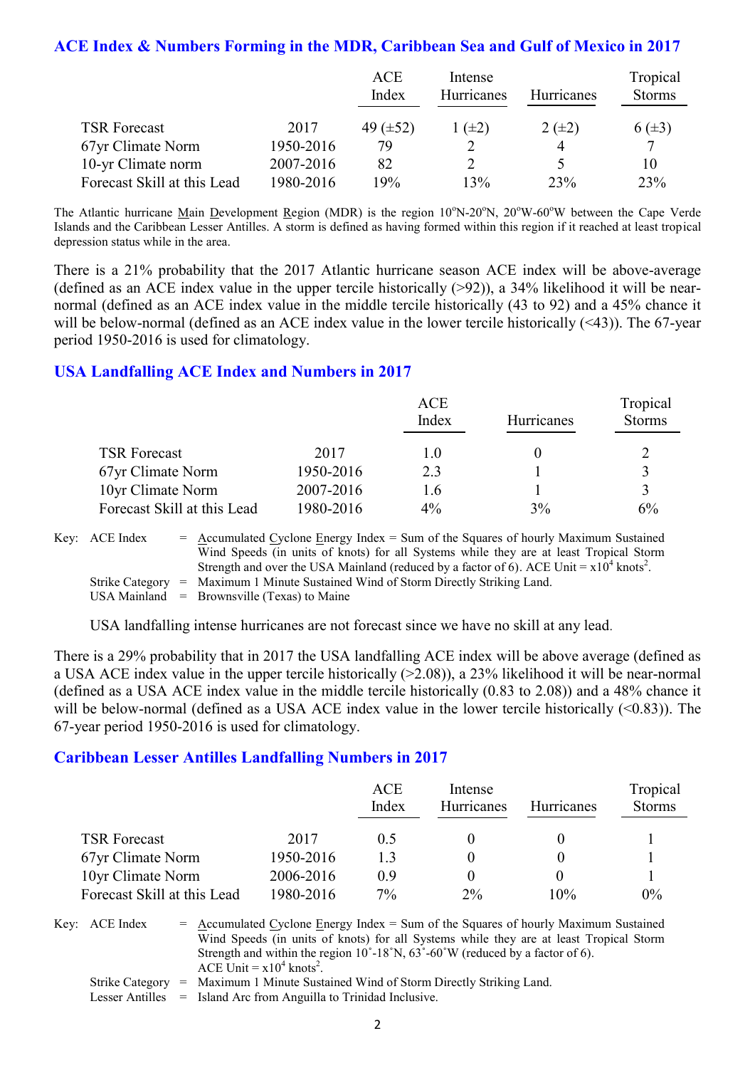## ACE Index & Numbers Forming in the MDR, Caribbean Sea and Gulf of Mexico in 2017

| | | ACE Index | Intense Hurricanes | Hurricanes | Tropical Storms |
|---|---|---|---|---|---|
| TSR Forecast | 2017 | 49 (±52) | 1 (±2) | 2 (±2) | 6 (±3) |
| 67yr Climate Norm | 1950-2016 | 79 | 2 | 4 | 7 |
| 10-yr Climate norm | 2007-2016 | 82 | 2 | 5 | 10 |
| Forecast Skill at this Lead | 1980-2016 | 19% | 13% | 23% | 23% |

The Atlantic hurricane Main Development Region (MDR) is the region 10°N-20°N, 20°W-60°W between the Cape Verde Islands and the Caribbean Lesser Antilles. A storm is defined as having formed within this region if it reached at least tropical depression status while in the area.

There is a 21% probability that the 2017 Atlantic hurricane season ACE index will be above-average (defined as an ACE index value in the upper tercile historically (>92)), a 34% likelihood it will be near-normal (defined as an ACE index value in the middle tercile historically (43 to 92) and a 45% chance it will be below-normal (defined as an ACE index value in the lower tercile historically (<43)). The 67-year period 1950-2016 is used for climatology.

## USA Landfalling ACE Index and Numbers in 2017

| | | ACE Index | Hurricanes | Tropical Storms |
|---|---|---|---|---|
| TSR Forecast | 2017 | 1.0 | 0 | 2 |
| 67yr Climate Norm | 1950-2016 | 2.3 | 1 | 3 |
| 10yr Climate Norm | 2007-2016 | 1.6 | 1 | 3 |
| Forecast Skill at this Lead | 1980-2016 | 4% | 3% | 6% |

Key: ACE Index = Accumulated Cyclone Energy Index = Sum of the Squares of hourly Maximum Sustained Wind Speeds (in units of knots) for all Systems while they are at least Tropical Storm Strength and over the USA Mainland (reduced by a factor of 6). ACE Unit = $x10^4$ knots$^2$.
Strike Category = Maximum 1 Minute Sustained Wind of Storm Directly Striking Land.
USA Mainland = Brownsville (Texas) to Maine

USA landfalling intense hurricanes are not forecast since we have no skill at any lead.

There is a 29% probability that in 2017 the USA landfalling ACE index will be above average (defined as a USA ACE index value in the upper tercile historically (>2.08)), a 23% likelihood it will be near-normal (defined as a USA ACE index value in the middle tercile historically (0.83 to 2.08)) and a 48% chance it will be below-normal (defined as a USA ACE index value in the lower tercile historically (<0.83)). The 67-year period 1950-2016 is used for climatology.

## Caribbean Lesser Antilles Landfalling Numbers in 2017

| | | ACE Index | Intense Hurricanes | Hurricanes | Tropical Storms |
|---|---|---|---|---|---|
| TSR Forecast | 2017 | 0.5 | 0 | 0 | 1 |
| 67yr Climate Norm | 1950-2016 | 1.3 | 0 | 0 | 1 |
| 10yr Climate Norm | 2006-2016 | 0.9 | 0 | 0 | 1 |
| Forecast Skill at this Lead | 1980-2016 | 7% | 2% | 10% | 0% |

Key: ACE Index = Accumulated Cyclone Energy Index = Sum of the Squares of hourly Maximum Sustained Wind Speeds (in units of knots) for all Systems while they are at least Tropical Storm Strength and within the region 10˚-18˚N, 63˚-60˚W (reduced by a factor of 6). ACE Unit = $x10^4$ knots$^2$.
Strike Category = Maximum 1 Minute Sustained Wind of Storm Directly Striking Land.
Lesser Antilles = Island Arc from Anguilla to Trinidad Inclusive.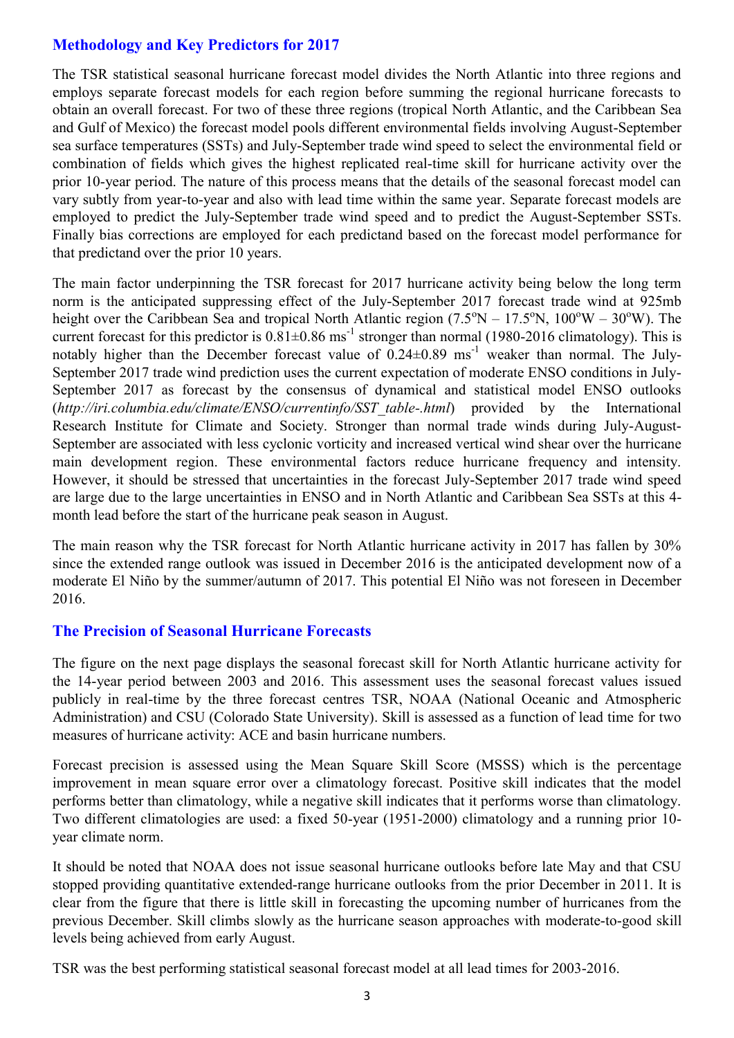## Methodology and Key Predictors for 2017

The TSR statistical seasonal hurricane forecast model divides the North Atlantic into three regions and employs separate forecast models for each region before summing the regional hurricane forecasts to obtain an overall forecast. For two of these three regions (tropical North Atlantic, and the Caribbean Sea and Gulf of Mexico) the forecast model pools different environmental fields involving August-September sea surface temperatures (SSTs) and July-September trade wind speed to select the environmental field or combination of fields which gives the highest replicated real-time skill for hurricane activity over the prior 10-year period. The nature of this process means that the details of the seasonal forecast model can vary subtly from year-to-year and also with lead time within the same year. Separate forecast models are employed to predict the July-September trade wind speed and to predict the August-September SSTs. Finally bias corrections are employed for each predictand based on the forecast model performance for that predictand over the prior 10 years.

The main factor underpinning the TSR forecast for 2017 hurricane activity being below the long term norm is the anticipated suppressing effect of the July-September 2017 forecast trade wind at 925mb height over the Caribbean Sea and tropical North Atlantic region (7.5°N – 17.5°N, 100°W – 30°W). The current forecast for this predictor is $0.81 \pm 0.86$ $ms^{-1}$ stronger than normal (1980-2016 climatology). This is notably higher than the December forecast value of $0.24 \pm 0.89$ $ms^{-1}$ weaker than normal. The July-September 2017 trade wind prediction uses the current expectation of moderate ENSO conditions in July-September 2017 as forecast by the consensus of dynamical and statistical model ENSO outlooks (*http://iri.columbia.edu/climate/ENSO/currentinfo/SST_table-.html*) provided by the International Research Institute for Climate and Society. Stronger than normal trade winds during July-August-September are associated with less cyclonic vorticity and increased vertical wind shear over the hurricane main development region. These environmental factors reduce hurricane frequency and intensity. However, it should be stressed that uncertainties in the forecast July-September 2017 trade wind speed are large due to the large uncertainties in ENSO and in North Atlantic and Caribbean Sea SSTs at this 4-month lead before the start of the hurricane peak season in August.

The main reason why the TSR forecast for North Atlantic hurricane activity in 2017 has fallen by 30% since the extended range outlook was issued in December 2016 is the anticipated development now of a moderate El Niño by the summer/autumn of 2017. This potential El Niño was not foreseen in December 2016.

## The Precision of Seasonal Hurricane Forecasts

The figure on the next page displays the seasonal forecast skill for North Atlantic hurricane activity for the 14-year period between 2003 and 2016. This assessment uses the seasonal forecast values issued publicly in real-time by the three forecast centres TSR, NOAA (National Oceanic and Atmospheric Administration) and CSU (Colorado State University). Skill is assessed as a function of lead time for two measures of hurricane activity: ACE and basin hurricane numbers.

Forecast precision is assessed using the Mean Square Skill Score (MSSS) which is the percentage improvement in mean square error over a climatology forecast. Positive skill indicates that the model performs better than climatology, while a negative skill indicates that it performs worse than climatology. Two different climatologies are used: a fixed 50-year (1951-2000) climatology and a running prior 10-year climate norm.

It should be noted that NOAA does not issue seasonal hurricane outlooks before late May and that CSU stopped providing quantitative extended-range hurricane outlooks from the prior December in 2011. It is clear from the figure that there is little skill in forecasting the upcoming number of hurricanes from the previous December. Skill climbs slowly as the hurricane season approaches with moderate-to-good skill levels being achieved from early August.

TSR was the best performing statistical seasonal forecast model at all lead times for 2003-2016.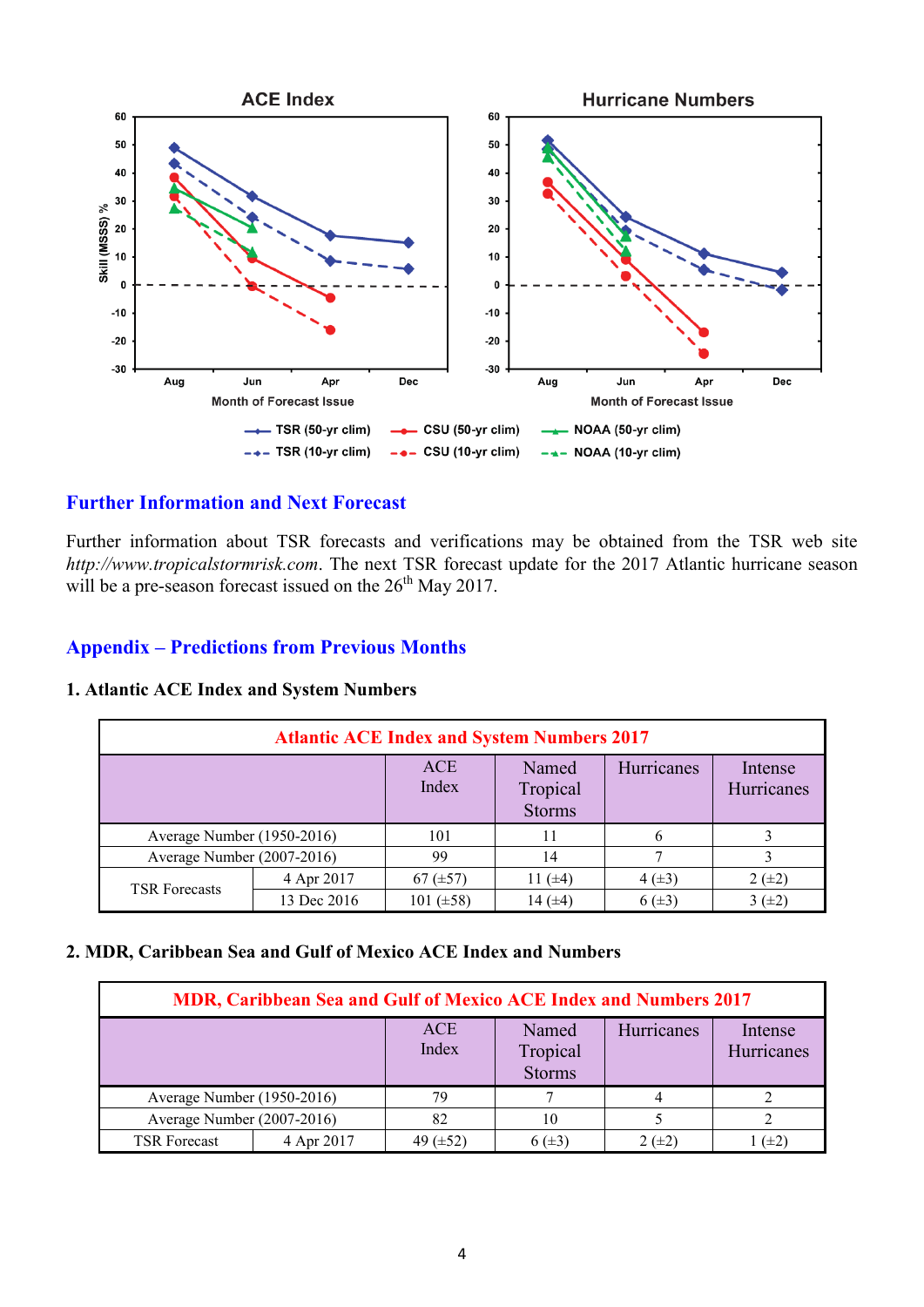## Further Information and Next Forecast

Further information about TSR forecasts and verifications may be obtained from the TSR web site *http://www.tropicalstormrisk.com*. The next TSR forecast update for the 2017 Atlantic hurricane season will be a pre-season forecast issued on the 26th May 2017.

## Appendix – Predictions from Previous Months

### 1. Atlantic ACE Index and System Numbers

| Atlantic ACE Index and System Numbers 2017 | | | | | |
|---|---|---|---|---|---|
| | | ACE Index | Named Tropical Storms | Hurricanes | Intense Hurricanes |
| Average Number (1950-2016) | | 101 | 11 | 6 | 3 |
| Average Number (2007-2016) | | 99 | 14 | 7 | 3 |
| TSR Forecasts | 4 Apr 2017 | 67 (±57) | 11 (±4) | 4 (±3) | 2 (±2) |
| | 13 Dec 2016 | 101 (±58) | 14 (±4) | 6 (±3) | 3 (±2) |

### 2. MDR, Caribbean Sea and Gulf of Mexico ACE Index and Numbers

| MDR, Caribbean Sea and Gulf of Mexico ACE Index and Numbers 2017 | | | | | |
|---|---|---|---|---|---|
| | | ACE Index | Named Tropical Storms | Hurricanes | Intense Hurricanes |
| Average Number (1950-2016) | | 79 | 7 | 4 | 2 |
| Average Number (2007-2016) | | 82 | 10 | 5 | 2 |
| TSR Forecast | 4 Apr 2017 | 49 (±52) | 6 (±3) | 2 (±2) | 1 (±2) |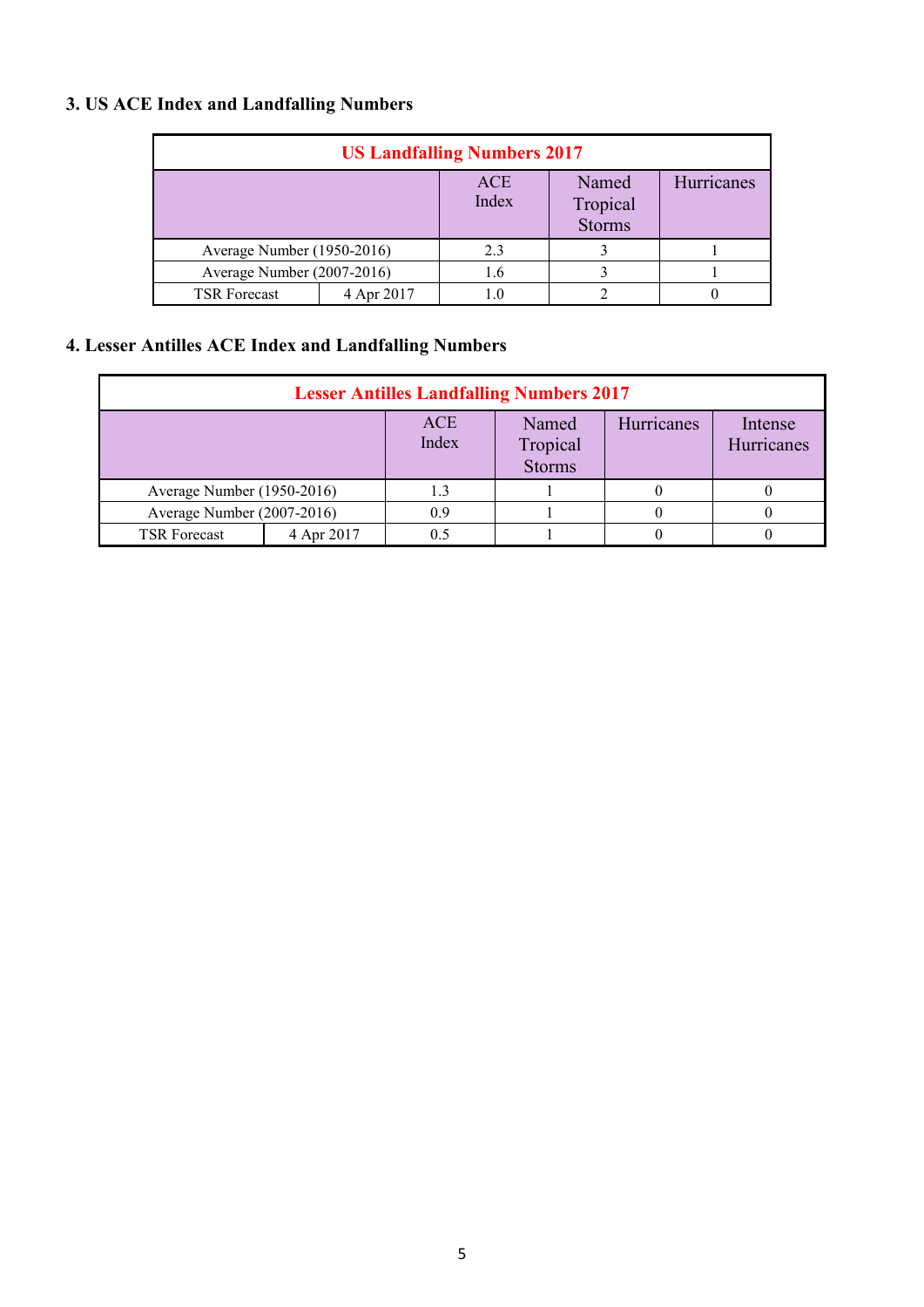### 3. US ACE Index and Landfalling Numbers

| US Landfalling Numbers 2017 | | | | |
|---|---|---|---|---|
| | | ACE Index | Named Tropical Storms | Hurricanes |
| Average Number (1950-2016) | | 2.3 | 3 | 1 |
| Average Number (2007-2016) | | 1.6 | 3 | 1 |
| TSR Forecast | 4 Apr 2017 | 1.0 | 2 | 0 |

### 4. Lesser Antilles ACE Index and Landfalling Numbers

| Lesser Antilles Landfalling Numbers 2017 | | | | | |
|---|---|---|---|---|---|
| | | ACE Index | Named Tropical Storms | Hurricanes | Intense Hurricanes |
| Average Number (1950-2016) | | 1.3 | 1 | 0 | 0 |
| Average Number (2007-2016) | | 0.9 | 1 | 0 | 0 |
| TSR Forecast | 4 Apr 2017 | 0.5 | 1 | 0 | 0 |